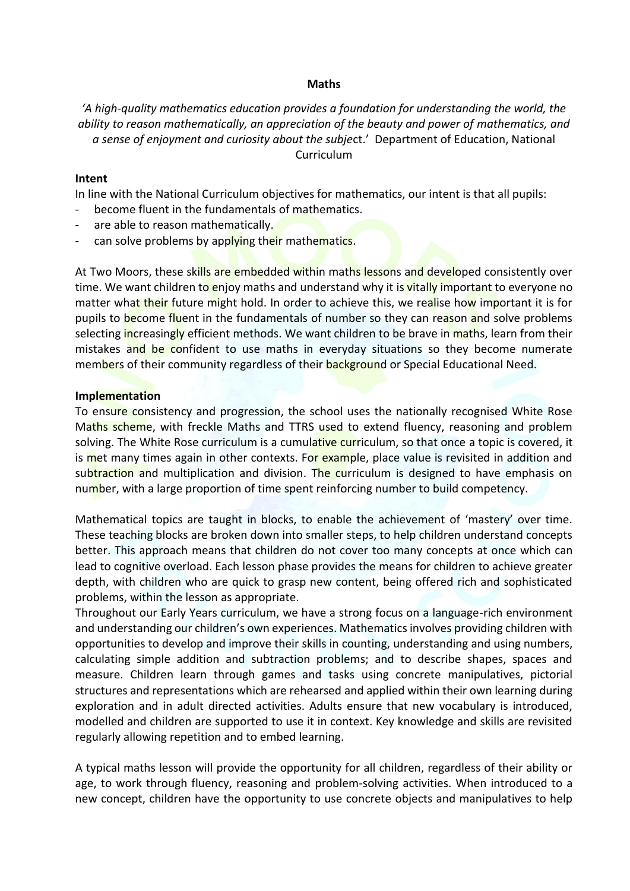# Maths

*'A high-quality mathematics education provides a foundation for understanding the world, the ability to reason mathematically, an appreciation of the beauty and power of mathematics, and a sense of enjoyment and curiosity about the subjec*t.' Department of Education, National Curriculum

**Intent**

In line with the National Curriculum objectives for mathematics, our intent is that all pupils:

- become fluent in the fundamentals of mathematics.
- are able to reason mathematically.
- can solve problems by applying their mathematics.

At Two Moors, these skills are embedded within maths lessons and developed consistently over time. We want children to enjoy maths and understand why it is vitally important to everyone no matter what their future might hold. In order to achieve this, we realise how important it is for pupils to become fluent in the fundamentals of number so they can reason and solve problems selecting increasingly efficient methods. We want children to be brave in maths, learn from their mistakes and be confident to use maths in everyday situations so they become numerate members of their community regardless of their background or Special Educational Need.

**Implementation**

To ensure consistency and progression, the school uses the nationally recognised White Rose Maths scheme, with freckle Maths and TTRS used to extend fluency, reasoning and problem solving. The White Rose curriculum is a cumulative curriculum, so that once a topic is covered, it is met many times again in other contexts. For example, place value is revisited in addition and subtraction and multiplication and division. The curriculum is designed to have emphasis on number, with a large proportion of time spent reinforcing number to build competency.

Mathematical topics are taught in blocks, to enable the achievement of 'mastery' over time. These teaching blocks are broken down into smaller steps, to help children understand concepts better. This approach means that children do not cover too many concepts at once which can lead to cognitive overload. Each lesson phase provides the means for children to achieve greater depth, with children who are quick to grasp new content, being offered rich and sophisticated problems, within the lesson as appropriate.

Throughout our Early Years curriculum, we have a strong focus on a language-rich environment and understanding our children's own experiences. Mathematics involves providing children with opportunities to develop and improve their skills in counting, understanding and using numbers, calculating simple addition and subtraction problems; and to describe shapes, spaces and measure. Children learn through games and tasks using concrete manipulatives, pictorial structures and representations which are rehearsed and applied within their own learning during exploration and in adult directed activities. Adults ensure that new vocabulary is introduced, modelled and children are supported to use it in context. Key knowledge and skills are revisited regularly allowing repetition and to embed learning.

A typical maths lesson will provide the opportunity for all children, regardless of their ability or age, to work through fluency, reasoning and problem-solving activities. When introduced to a new concept, children have the opportunity to use concrete objects and manipulatives to help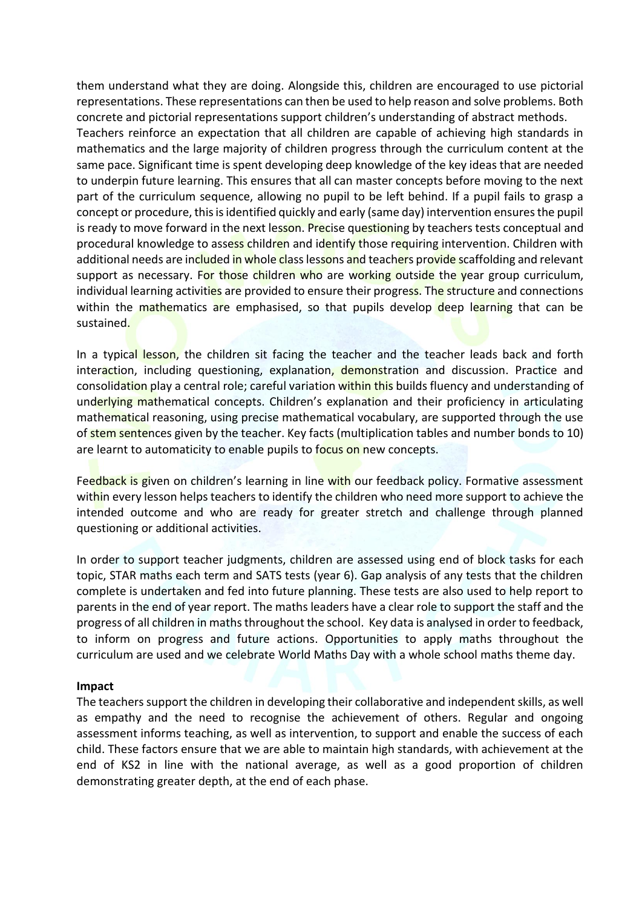them understand what they are doing. Alongside this, children are encouraged to use pictorial representations. These representations can then be used to help reason and solve problems. Both concrete and pictorial representations support children's understanding of abstract methods.
Teachers reinforce an expectation that all children are capable of achieving high standards in mathematics and the large majority of children progress through the curriculum content at the same pace. Significant time is spent developing deep knowledge of the key ideas that are needed to underpin future learning. This ensures that all can master concepts before moving to the next part of the curriculum sequence, allowing no pupil to be left behind. If a pupil fails to grasp a concept or procedure, this is identified quickly and early (same day) intervention ensures the pupil is ready to move forward in the next lesson. Precise questioning by teachers tests conceptual and procedural knowledge to assess children and identify those requiring intervention. Children with additional needs are included in whole class lessons and teachers provide scaffolding and relevant support as necessary. For those children who are working outside the year group curriculum, individual learning activities are provided to ensure their progress. The structure and connections within the mathematics are emphasised, so that pupils develop deep learning that can be sustained.

In a typical lesson, the children sit facing the teacher and the teacher leads back and forth interaction, including questioning, explanation, demonstration and discussion. Practice and consolidation play a central role; careful variation within this builds fluency and understanding of underlying mathematical concepts. Children's explanation and their proficiency in articulating mathematical reasoning, using precise mathematical vocabulary, are supported through the use of stem sentences given by the teacher. Key facts (multiplication tables and number bonds to 10) are learnt to automaticity to enable pupils to focus on new concepts.

Feedback is given on children's learning in line with our feedback policy. Formative assessment within every lesson helps teachers to identify the children who need more support to achieve the intended outcome and who are ready for greater stretch and challenge through planned questioning or additional activities.

In order to support teacher judgments, children are assessed using end of block tasks for each topic, STAR maths each term and SATS tests (year 6). Gap analysis of any tests that the children complete is undertaken and fed into future planning. These tests are also used to help report to parents in the end of year report. The maths leaders have a clear role to support the staff and the progress of all children in maths throughout the school. Key data is analysed in order to feedback, to inform on progress and future actions. Opportunities to apply maths throughout the curriculum are used and we celebrate World Maths Day with a whole school maths theme day.

**Impact**

The teachers support the children in developing their collaborative and independent skills, as well as empathy and the need to recognise the achievement of others. Regular and ongoing assessment informs teaching, as well as intervention, to support and enable the success of each child. These factors ensure that we are able to maintain high standards, with achievement at the end of KS2 in line with the national average, as well as a good proportion of children demonstrating greater depth, at the end of each phase.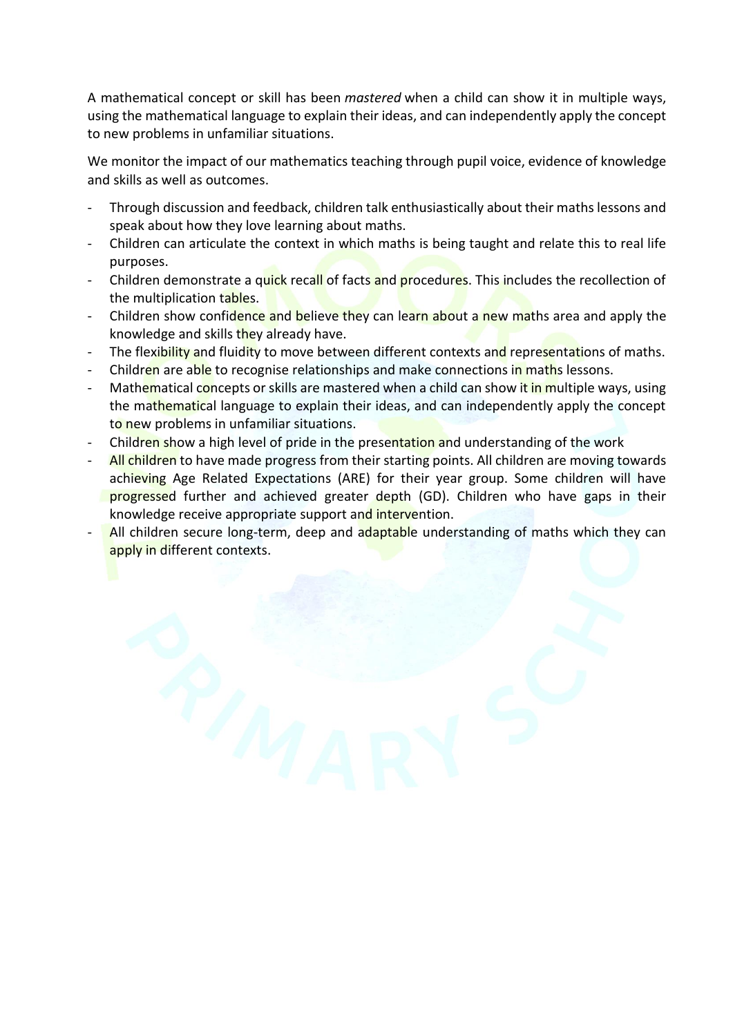A mathematical concept or skill has been *mastered* when a child can show it in multiple ways, using the mathematical language to explain their ideas, and can independently apply the concept to new problems in unfamiliar situations.

We monitor the impact of our mathematics teaching through pupil voice, evidence of knowledge and skills as well as outcomes.

- Through discussion and feedback, children talk enthusiastically about their maths lessons and speak about how they love learning about maths.
- Children can articulate the context in which maths is being taught and relate this to real life purposes.
- Children demonstrate a quick recall of facts and procedures. This includes the recollection of the multiplication tables.
- Children show confidence and believe they can learn about a new maths area and apply the knowledge and skills they already have.
- The flexibility and fluidity to move between different contexts and representations of maths.
- Children are able to recognise relationships and make connections in maths lessons.
- Mathematical concepts or skills are mastered when a child can show it in multiple ways, using the mathematical language to explain their ideas, and can independently apply the concept to new problems in unfamiliar situations.
- Children show a high level of pride in the presentation and understanding of the work
- All children to have made progress from their starting points. All children are moving towards achieving Age Related Expectations (ARE) for their year group. Some children will have progressed further and achieved greater depth (GD). Children who have gaps in their knowledge receive appropriate support and intervention.
- All children secure long-term, deep and adaptable understanding of maths which they can apply in different contexts.